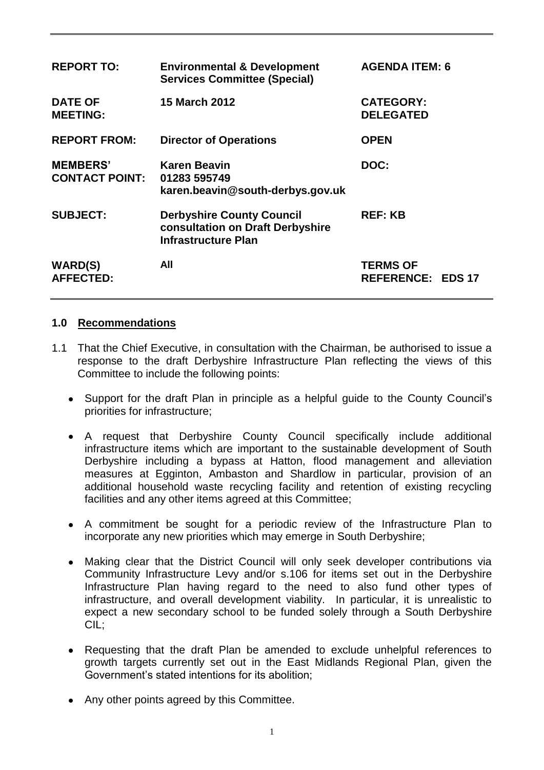| REPORT TO: | Environmental & Development Services Committee (Special) | AGENDA ITEM: 6 |
|---|---|---|
| DATE OF MEETING: | 15 March 2012 | CATEGORY: DELEGATED |
| REPORT FROM: | Director of Operations | OPEN |
| MEMBERS' CONTACT POINT: | Karen Beavin 01283 595749 karen.beavin@south-derbys.gov.uk | DOC: |
| SUBJECT: | Derbyshire County Council consultation on Draft Derbyshire Infrastructure Plan | REF: KB |
| WARD(S) AFFECTED: | All | TERMS OF REFERENCE: EDS 17 |

## 1.0 Recommendations

1.1 That the Chief Executive, in consultation with the Chairman, be authorised to issue a response to the draft Derbyshire Infrastructure Plan reflecting the views of this Committee to include the following points:

- Support for the draft Plan in principle as a helpful guide to the County Council's priorities for infrastructure;
- A request that Derbyshire County Council specifically include additional infrastructure items which are important to the sustainable development of South Derbyshire including a bypass at Hatton, flood management and alleviation measures at Egginton, Ambaston and Shardlow in particular, provision of an additional household waste recycling facility and retention of existing recycling facilities and any other items agreed at this Committee;
- A commitment be sought for a periodic review of the Infrastructure Plan to incorporate any new priorities which may emerge in South Derbyshire;
- Making clear that the District Council will only seek developer contributions via Community Infrastructure Levy and/or s.106 for items set out in the Derbyshire Infrastructure Plan having regard to the need to also fund other types of infrastructure, and overall development viability. In particular, it is unrealistic to expect a new secondary school to be funded solely through a South Derbyshire CIL;
- Requesting that the draft Plan be amended to exclude unhelpful references to growth targets currently set out in the East Midlands Regional Plan, given the Government's stated intentions for its abolition;
- Any other points agreed by this Committee.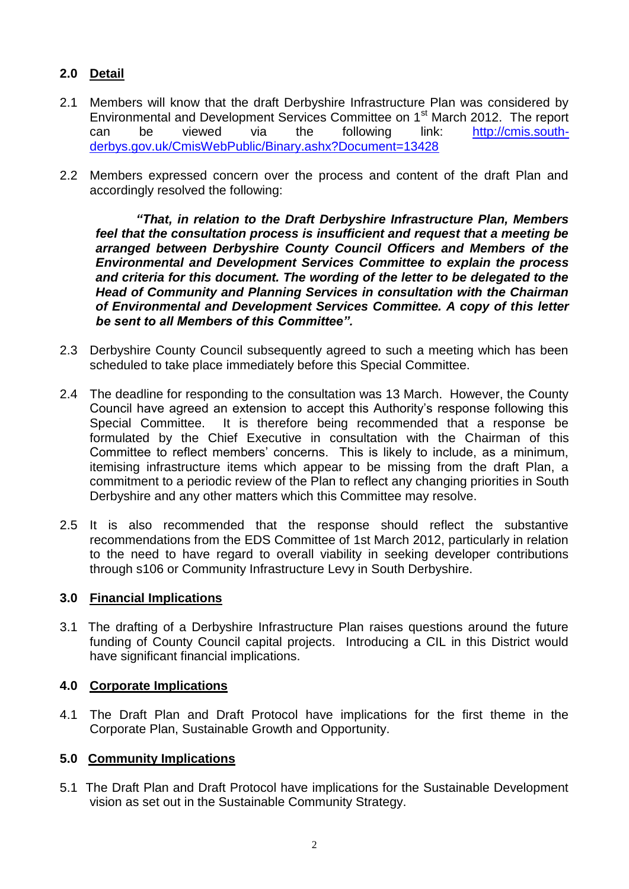## 2.0 Detail

2.1 Members will know that the draft Derbyshire Infrastructure Plan was considered by Environmental and Development Services Committee on 1st March 2012. The report can be viewed via the following link: [http://cmis.south-derbys.gov.uk/CmisWebPublic/Binary.ashx?Document=13428](http://cmis.south-derbys.gov.uk/CmisWebPublic/Binary.ashx?Document=13428)

2.2 Members expressed concern over the process and content of the draft Plan and accordingly resolved the following:

> ***"That, in relation to the Draft Derbyshire Infrastructure Plan, Members feel that the consultation process is insufficient and request that a meeting be arranged between Derbyshire County Council Officers and Members of the Environmental and Development Services Committee to explain the process and criteria for this document. The wording of the letter to be delegated to the Head of Community and Planning Services in consultation with the Chairman of Environmental and Development Services Committee. A copy of this letter be sent to all Members of this Committee".***

2.3 Derbyshire County Council subsequently agreed to such a meeting which has been scheduled to take place immediately before this Special Committee.

2.4 The deadline for responding to the consultation was 13 March. However, the County Council have agreed an extension to accept this Authority's response following this Special Committee. It is therefore being recommended that a response be formulated by the Chief Executive in consultation with the Chairman of this Committee to reflect members' concerns. This is likely to include, as a minimum, itemising infrastructure items which appear to be missing from the draft Plan, a commitment to a periodic review of the Plan to reflect any changing priorities in South Derbyshire and any other matters which this Committee may resolve.

2.5 It is also recommended that the response should reflect the substantive recommendations from the EDS Committee of 1st March 2012, particularly in relation to the need to have regard to overall viability in seeking developer contributions through s106 or Community Infrastructure Levy in South Derbyshire.

## 3.0 Financial Implications

3.1 The drafting of a Derbyshire Infrastructure Plan raises questions around the future funding of County Council capital projects. Introducing a CIL in this District would have significant financial implications.

## 4.0 Corporate Implications

4.1 The Draft Plan and Draft Protocol have implications for the first theme in the Corporate Plan, Sustainable Growth and Opportunity.

## 5.0 Community Implications

5.1 The Draft Plan and Draft Protocol have implications for the Sustainable Development vision as set out in the Sustainable Community Strategy.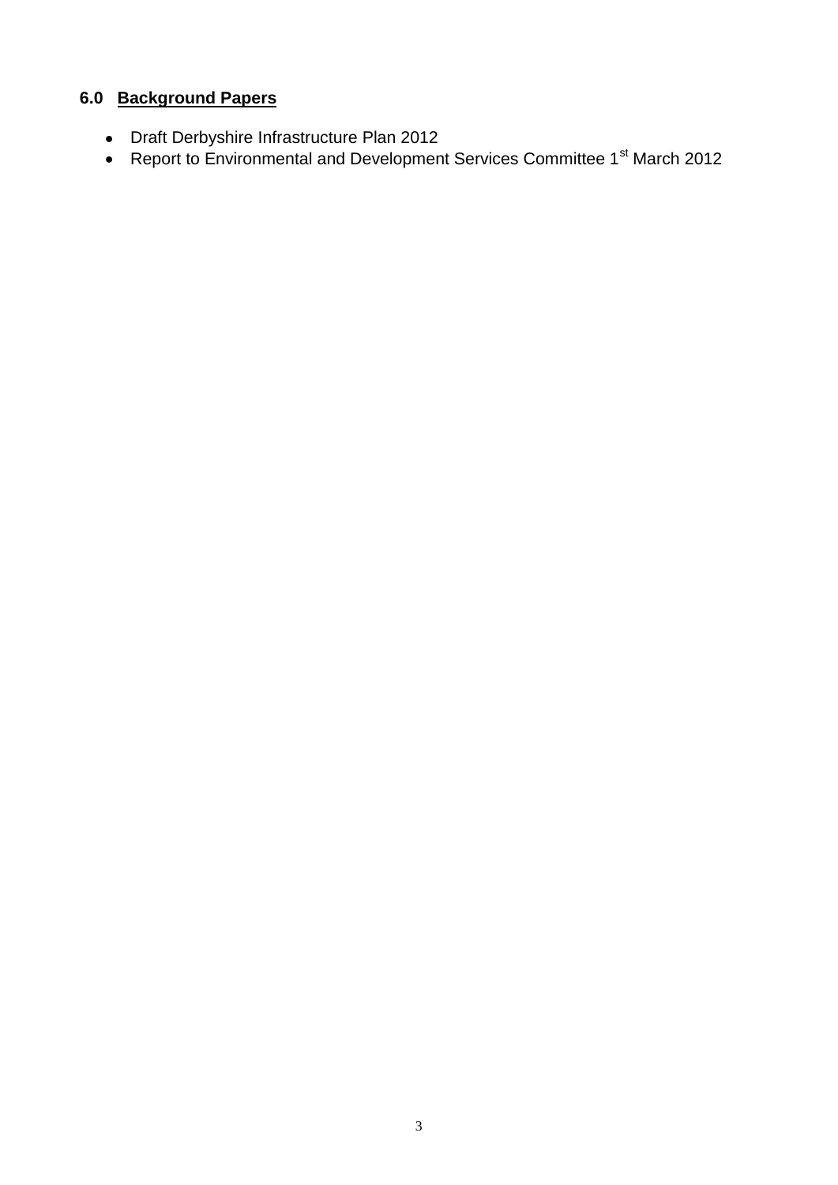## 6.0 Background Papers

- Draft Derbyshire Infrastructure Plan 2012
- Report to Environmental and Development Services Committee 1st March 2012